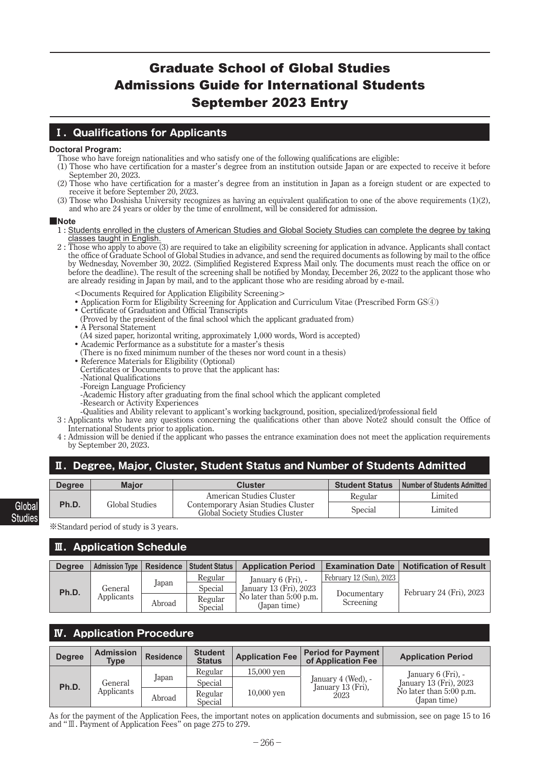# Graduate School of Global Studies Admissions Guide for International Students September 2023 Entry

## Ⅰ. Qualifications for Applicants

**Doctoral Program:**

Those who have foreign nationalities and who satisfy one of the following qualifications are eligible:

(1) Those who have certification for a master's degree from an institution outside Japan or are expected to receive it before September 20, 2023.

(2) Those who have certification for a master's degree from an institution in Japan as a foreign student or are expected to receive it before September 20, 2023.

(3) Those who Doshisha University recognizes as having an equivalent qualification to one of the above requirements (1)(2), and who are 24 years or older by the time of enrollment, will be considered for admission.

**■Note**

1 : Students enrolled in the clusters of American Studies and Global Society Studies can complete the degree by taking classes taught in English.

2 : Those who apply to above (3) are required to take an eligibility screening for application in advance. Applicants shall contact the office of Graduate School of Global Studies in advance, and send the required documents as following by mail to the office by Wednesday, November 30, 2022. (Simplified Registered Express Mail only. The documents must reach the office on or before the deadline). The result of the screening shall be notified by Monday, December 26, 2022 to the applicant those who are already residing in Japan by mail, and to the applicant those who are residing abroad by e-mail.

<Documents Required for Application Eligibility Screening>

- Application Form for Eligibility Screening for Application and Curriculum Vitae (Prescribed Form GS④)
- Certificate of Graduation and Official Transcripts
  (Proved by the president of the final school which the applicant graduated from)
- A Personal Statement
  (A4 sized paper, horizontal writing, approximately 1,000 words, Word is accepted)
- Academic Performance as a substitute for a master's thesis
  (There is no fixed minimum number of the theses nor word count in a thesis)
- Reference Materials for Eligibility (Optional)
  Certificates or Documents to prove that the applicant has:
  -National Qualifications
  -Foreign Language Proficiency
  -Academic History after graduating from the final school which the applicant completed
  -Research or Activity Experiences
  -Qualities and Ability relevant to applicant's working background, position, specialized/professional field

3 : Applicants who have any questions concerning the qualifications other than above Note2 should consult the Office of International Students prior to application.

4 : Admission will be denied if the applicant who passes the entrance examination does not meet the application requirements by September 20, 2023.

## Ⅱ. Degree, Major, Cluster, Student Status and Number of Students Admitted

| Degree | Major | Cluster | Student Status | Number of Students Admitted |
|---|---|---|---|---|
| Ph.D. | Global Studies | American Studies Cluster<br>Contemporary Asian Studies Cluster<br>Global Society Studies Cluster | Regular | Limited |
| | | | Special | Limited |

※Standard period of study is 3 years.

## Ⅲ. Application Schedule

| Degree | Admission Type | Residence | Student Status | Application Period | Examination Date | Notification of Result |
|---|---|---|---|---|---|---|
| Ph.D. | General Applicants | Japan | Regular | January 6 (Fri), - January 13 (Fri), 2023 No later than 5:00 p.m. (Japan time) | February 12 (Sun), 2023 | February 24 (Fri), 2023 |
| | | | Special | | Documentary Screening | |
| | | Abroad | Regular<br>Special | | | |

## Ⅳ. Application Procedure

| Degree | Admission Type | Residence | Student Status | Application Fee | Period for Payment of Application Fee | Application Period |
|---|---|---|---|---|---|---|
| Ph.D. | General Applicants | Japan | Regular | 15,000 yen | January 4 (Wed), - January 13 (Fri), 2023 | January 6 (Fri), - January 13 (Fri), 2023 No later than 5:00 p.m. (Japan time) |
| | | | Special | 10,000 yen | | |
| | | Abroad | Regular<br>Special | | | |

As for the payment of the Application Fees, the important notes on application documents and submission, see on page 15 to 16 and "Ⅲ. Payment of Application Fees" on page 275 to 279.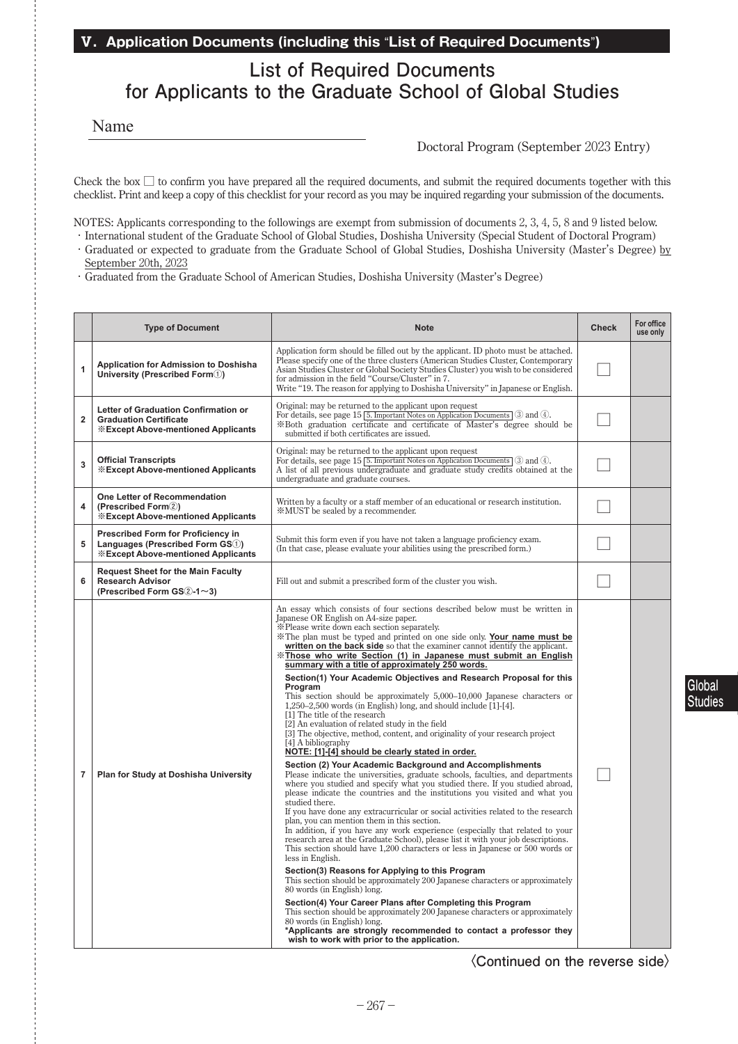## V. Application Documents (including this "List of Required Documents")

# List of Required Documents for Applicants to the Graduate School of Global Studies

Name ______________________________

Doctoral Program (September 2023 Entry)

Check the box ☐ to confirm you have prepared all the required documents, and submit the required documents together with this checklist. Print and keep a copy of this checklist for your record as you may be inquired regarding your submission of the documents.

NOTES: Applicants corresponding to the followings are exempt from submission of documents 2, 3, 4, 5, 8 and 9 listed below.
- International student of the Graduate School of Global Studies, Doshisha University (Special Student of Doctoral Program)
- Graduated or expected to graduate from the Graduate School of Global Studies, Doshisha University (Master's Degree) by September 20th, 2023
- Graduated from the Graduate School of American Studies, Doshisha University (Master's Degree)

| | Type of Document | Note | Check | For office use only |
|---|---|---|---|---|
| 1 | **Application for Admission to Doshisha University (Prescribed Form①)** | Application form should be filled out by the applicant. ID photo must be attached. Please specify one of the three clusters (American Studies Cluster, Contemporary Asian Studies Cluster or Global Society Studies Cluster) you wish to be considered for admission in the field "Course/Cluster" in 7. Write "19. The reason for applying to Doshisha University" in Japanese or English. | ☐ | |
| 2 | **Letter of Graduation Confirmation or Graduation Certificate ※Except Above-mentioned Applicants** | Original: may be returned to the applicant upon request For details, see page 15 [5. Important Notes on Application Documents] ③ and ④. ※Both graduation certificate and certificate of Master's degree should be submitted if both certificates are issued. | ☐ | |
| 3 | **Official Transcripts ※Except Above-mentioned Applicants** | Original: may be returned to the applicant upon request For details, see page 15 [5. Important Notes on Application Documents] ③ and ④. A list of all previous undergraduate and graduate study credits obtained at the undergraduate and graduate courses. | ☐ | |
| 4 | **One Letter of Recommendation (Prescribed Form②) ※Except Above-mentioned Applicants** | Written by a faculty or a staff member of an educational or research institution. ※MUST be sealed by a recommender. | ☐ | |
| 5 | **Prescribed Form for Proficiency in Languages (Prescribed Form GS①) ※Except Above-mentioned Applicants** | Submit this form even if you have not taken a language proficiency exam. (In that case, please evaluate your abilities using the prescribed form.) | ☐ | |
| 6 | **Request Sheet for the Main Faculty Research Advisor (Prescribed Form GS②-1〜3)** | Fill out and submit a prescribed form of the cluster you wish. | ☐ | |
| 7 | **Plan for Study at Doshisha University** | An essay which consists of four sections described below must be written in Japanese OR English on A4-size paper.<br>※Please write down each section separately.<br>※The plan must be typed and printed on one side only. **Your name must be written on the back side** so that the examiner cannot identify the applicant.<br>**※Those who write Section (1) in Japanese must submit an English summary with a title of approximately 250 words.**<br><br>**Section(1) Your Academic Objectives and Research Proposal for this Program**<br>This section should be approximately 5,000–10,000 Japanese characters or 1,250–2,500 words (in English) long, and should include [1]-[4].<br>[1] The title of the research<br>[2] An evaluation of related study in the field<br>[3] The objective, method, content, and originality of your research project<br>[4] A bibliography<br>**NOTE: [1]-[4] should be clearly stated in order.**<br><br>**Section (2) Your Academic Background and Accomplishments**<br>Please indicate the universities, graduate schools, faculties, and departments where you studied and specify what you studied there. If you studied abroad, please indicate the countries and the institutions you visited and what you studied there.<br>If you have done any extracurricular or social activities related to the research plan, you can mention them in this section.<br>In addition, if you have any work experience (especially that related to your research area at the Graduate School), please list it with your job descriptions. This section should have 1,200 characters or less in Japanese or 500 words or less in English.<br><br>**Section(3) Reasons for Applying to this Program**<br>This section should be approximately 200 Japanese characters or approximately 80 words (in English) long.<br><br>**Section(4) Your Career Plans after Completing this Program**<br>This section should be approximately 200 Japanese characters or approximately 80 words (in English) long.<br>**\*Applicants are strongly recommended to contact a professor they wish to work with prior to the application.** | ☐ | |

〈Continued on the reverse side〉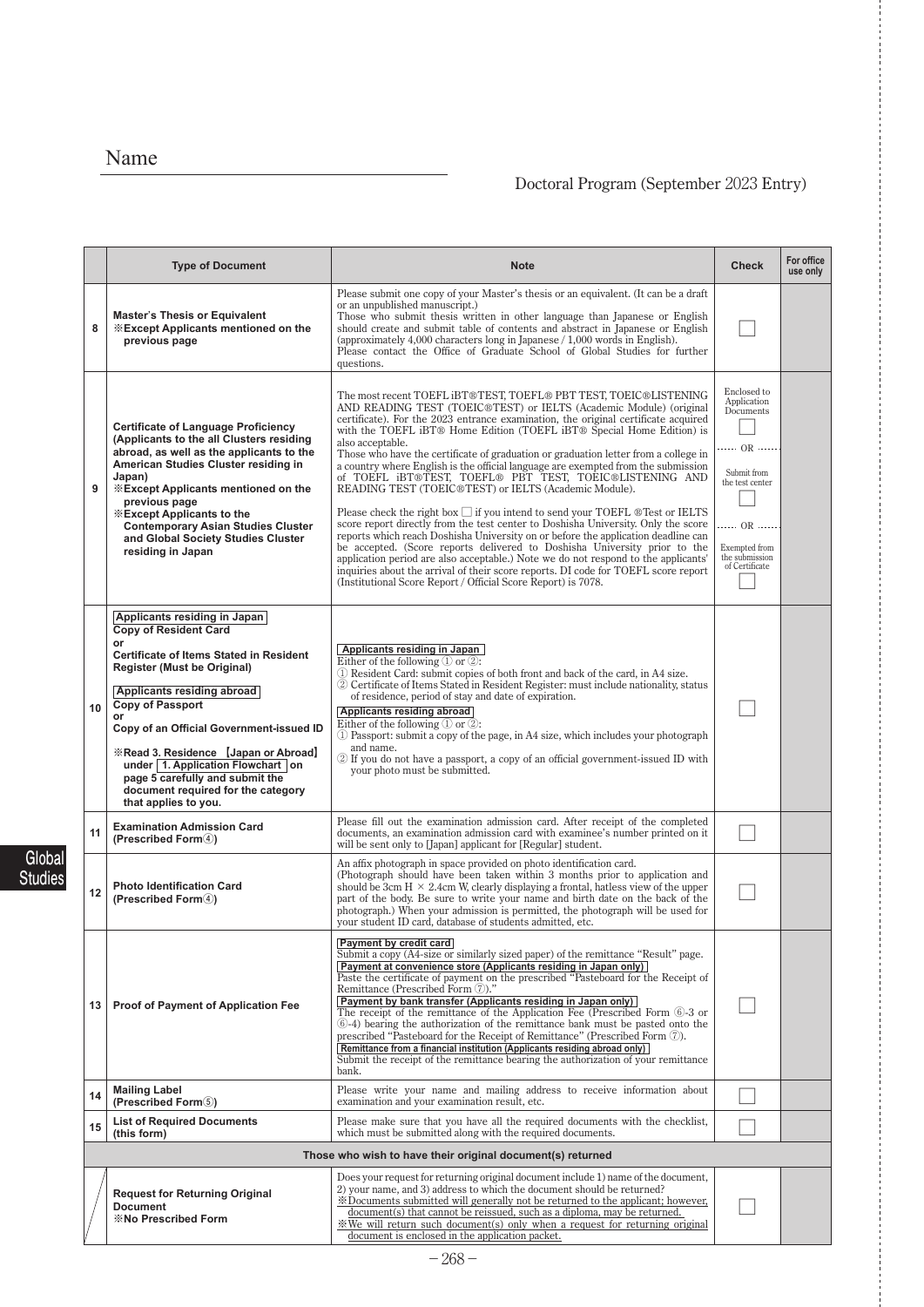Name

Doctoral Program (September 2023 Entry)

| | Type of Document | Note | Check | For office use only |
|---|---|---|---|---|
| 8 | **Master's Thesis or Equivalent** ※**Except Applicants mentioned on the previous page** | Please submit one copy of your Master's thesis or an equivalent. (It can be a draft or an unpublished manuscript.) Those who submit thesis written in other language than Japanese or English should create and submit table of contents and abstract in Japanese or English (approximately 4,000 characters long in Japanese / 1,000 words in English). Please contact the Office of Graduate School of Global Studies for further questions. | □ | |
| 9 | **Certificate of Language Proficiency (Applicants to the all Clusters residing abroad, as well as the applicants to the American Studies Cluster residing in Japan)** ※**Except Applicants mentioned on the previous page** ※**Except Applicants to the Contemporary Asian Studies Cluster and Global Society Studies Cluster residing in Japan** | The most recent TOEFL iBT®TEST, TOEFL® PBT TEST, TOEIC®LISTENING AND READING TEST (TOEIC®TEST) or IELTS (Academic Module) (original certificate). For the 2023 entrance examination, the original certificate acquired with the TOEFL iBT® Home Edition (TOEFL iBT® Special Home Edition) is also acceptable. Those who have the certificate of graduation or graduation letter from a college in a country where English is the official language are exempted from the submission of TOEFL iBT®TEST, TOEFL® PBT TEST, TOEIC®LISTENING AND READING TEST (TOEIC®TEST) or IELTS (Academic Module). Please check the right box □ if you intend to send your TOEFL ®Test or IELTS score report directly from the test center to Doshisha University. Only the score reports which reach Doshisha University on or before the application deadline can be accepted. (Score reports delivered to Doshisha University prior to the application period are also acceptable.) Note we do not respond to the applicants' inquiries about the arrival of their score reports. DI code for TOEFL score report (Institutional Score Report / Official Score Report) is 7078. | Enclosed to Application Documents □ …… OR …… Submit from the test center □ …… OR …… Exempted from the submission of Certificate □ | |
| 10 | **Applicants residing in Japan** **Copy of Resident Card or Certificate of Items Stated in Resident Register (Must be Original)** **Applicants residing abroad** **Copy of Passport or Copy of an Official Government-issued ID** ※**Read 3. Residence 【Japan or Abroad】 under 1. Application Flowchart on page 5 carefully and submit the document required for the category that applies to you.** | **Applicants residing in Japan** Either of the following ① or ②: ① Resident Card: submit copies of both front and back of the card, in A4 size. ② Certificate of Items Stated in Resident Register: must include nationality, status of residence, period of stay and date of expiration. **Applicants residing abroad** Either of the following ① or ②: ① Passport: submit a copy of the page, in A4 size, which includes your photograph and name. ② If you do not have a passport, a copy of an official government-issued ID with your photo must be submitted. | □ | |
| 11 | **Examination Admission Card (Prescribed Form④)** | Please fill out the examination admission card. After receipt of the completed documents, an examination admission card with examinee's number printed on it will be sent only to [Japan] applicant for [Regular] student. | □ | |
| 12 | **Photo Identification Card (Prescribed Form④)** | An affix photograph in space provided on photo identification card. (Photograph should have been taken within 3 months prior to application and should be 3cm H × 2.4cm W, clearly displaying a frontal, hatless view of the upper part of the body. Be sure to write your name and birth date on the back of the photograph.) When your admission is permitted, the photograph will be used for your student ID card, database of students admitted, etc. | □ | |
| 13 | **Proof of Payment of Application Fee** | **Payment by credit card** Submit a copy (A4-size or similarly sized paper) of the remittance "Result" page. **Payment at convenience store (Applicants residing in Japan only)** Paste the certificate of payment on the prescribed "Pasteboard for the Receipt of Remittance (Prescribed Form ⑦)." **Payment by bank transfer (Applicants residing in Japan only)** The receipt of the remittance of the Application Fee (Prescribed Form ⑥-3 or ⑥-4) bearing the authorization of the remittance bank must be pasted onto the prescribed "Pasteboard for the Receipt of Remittance" (Prescribed Form ⑦). **Remittance from a financial institution (Applicants residing abroad only)** Submit the receipt of the remittance bearing the authorization of your remittance bank. | □ | |
| 14 | **Mailing Label (Prescribed Form⑤)** | Please write your name and mailing address to receive information about examination and your examination result, etc. | □ | |
| 15 | **List of Required Documents (this form)** | Please make sure that you have all the required documents with the checklist, which must be submitted along with the required documents. | □ | |
| | **Those who wish to have their original document(s) returned** | | | |
| | **Request for Returning Original Document** ※**No Prescribed Form** | Does your request for returning original document include 1) name of the document, 2) your name, and 3) address to which the document should be returned? ※Documents submitted will generally not be returned to the applicant; however, document(s) that cannot be reissued, such as a diploma, may be returned. ※We will return such document(s) only when a request for returning original document is enclosed in the application packet. | □ | |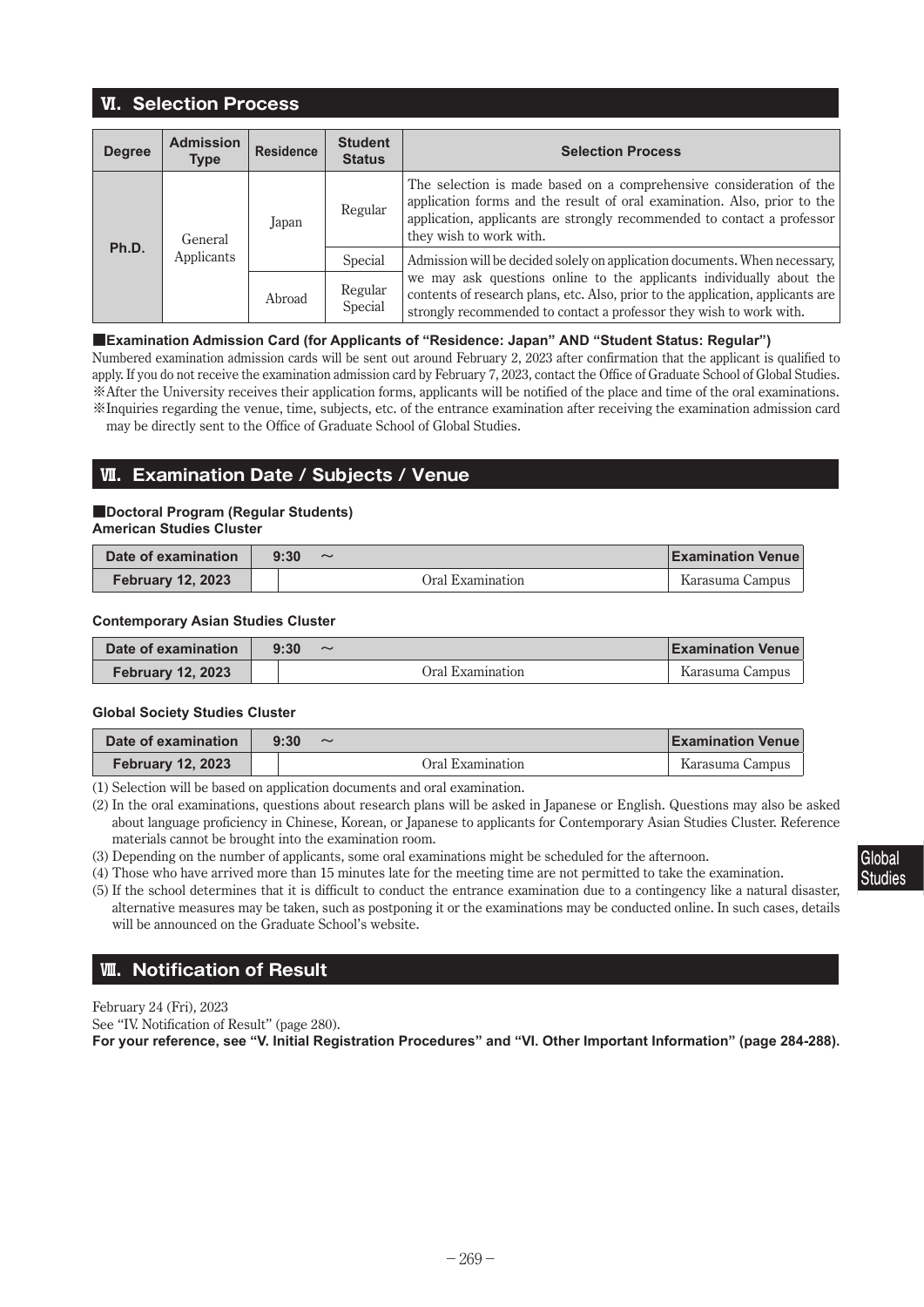## Ⅵ. Selection Process

| Degree | Admission Type | Residence | Student Status | Selection Process |
|---|---|---|---|---|
| Ph.D. | General Applicants | Japan | Regular | The selection is made based on a comprehensive consideration of the application forms and the result of oral examination. Also, prior to the application, applicants are strongly recommended to contact a professor they wish to work with. |
| | | | Special | Admission will be decided solely on application documents. When necessary, we may ask questions online to the applicants individually about the contents of research plans, etc. Also, prior to the application, applicants are strongly recommended to contact a professor they wish to work with. |
| | | Abroad | Regular Special | |

**■Examination Admission Card (for Applicants of "Residence: Japan" AND "Student Status: Regular")**

Numbered examination admission cards will be sent out around February 2, 2023 after confirmation that the applicant is qualified to apply. If you do not receive the examination admission card by February 7, 2023, contact the Office of Graduate School of Global Studies.

※After the University receives their application forms, applicants will be notified of the place and time of the oral examinations.

※Inquiries regarding the venue, time, subjects, etc. of the entrance examination after receiving the examination admission card may be directly sent to the Office of Graduate School of Global Studies.

## Ⅶ. Examination Date / Subjects / Venue

**■Doctoral Program (Regular Students)**

**American Studies Cluster**

| Date of examination | 9:30 ～ | Examination Venue |
|---|---|---|
| February 12, 2023 | Oral Examination | Karasuma Campus |

**Contemporary Asian Studies Cluster**

| Date of examination | 9:30 ～ | Examination Venue |
|---|---|---|
| February 12, 2023 | Oral Examination | Karasuma Campus |

**Global Society Studies Cluster**

| Date of examination | 9:30 ～ | Examination Venue |
|---|---|---|
| February 12, 2023 | Oral Examination | Karasuma Campus |

(1) Selection will be based on application documents and oral examination.

(2) In the oral examinations, questions about research plans will be asked in Japanese or English. Questions may also be asked about language proficiency in Chinese, Korean, or Japanese to applicants for Contemporary Asian Studies Cluster. Reference materials cannot be brought into the examination room.

(3) Depending on the number of applicants, some oral examinations might be scheduled for the afternoon.

(4) Those who have arrived more than 15 minutes late for the meeting time are not permitted to take the examination.

(5) If the school determines that it is difficult to conduct the entrance examination due to a contingency like a natural disaster, alternative measures may be taken, such as postponing it or the examinations may be conducted online. In such cases, details will be announced on the Graduate School's website.

## Ⅷ. Notification of Result

February 24 (Fri), 2023

See "IV. Notification of Result" (page 280).

**For your reference, see "V. Initial Registration Procedures" and "VI. Other Important Information" (page 284-288).**